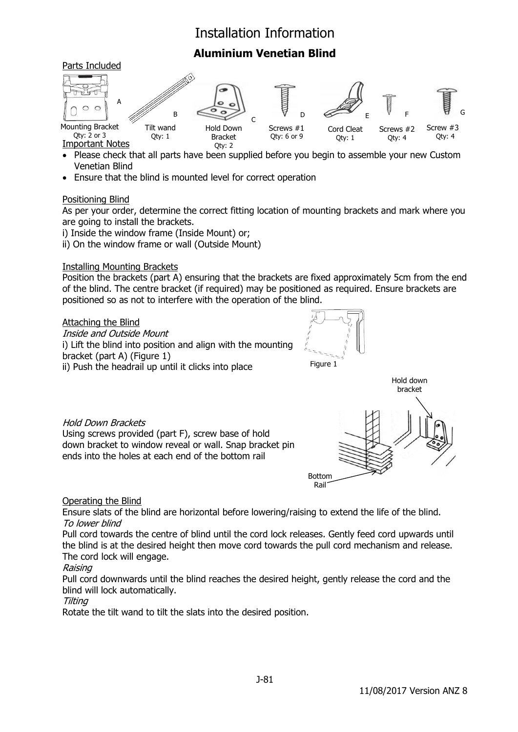# Installation Information

## Aluminium Venetian Blind

Parts Included

| Part | Name | Qty |
|---|---|---|
| A | Mounting Bracket | Qty: 2 or 3 |
| B | Tilt wand | Qty: 1 |
| C | Hold Down Bracket | Qty: 2 |
| D | Screws #1 | Qty: 6 or 9 |
| E | Cord Cleat | Qty: 1 |
| F | Screws #2 | Qty: 4 |
| G | Screw #3 | Qty: 4 |

Important Notes

- Please check that all parts have been supplied before you begin to assemble your new Custom Venetian Blind
- Ensure that the blind is mounted level for correct operation

Positioning Blind

As per your order, determine the correct fitting location of mounting brackets and mark where you are going to install the brackets.

i) Inside the window frame (Inside Mount) or;

ii) On the window frame or wall (Outside Mount)

Installing Mounting Brackets

Position the brackets (part A) ensuring that the brackets are fixed approximately 5cm from the end of the blind. The centre bracket (if required) may be positioned as required. Ensure brackets are positioned so as not to interfere with the operation of the blind.

Attaching the Blind

*Inside and Outside Mount*

i) Lift the blind into position and align with the mounting bracket (part A) (Figure 1)

ii) Push the headrail up until it clicks into place

Figure 1

*Hold Down Brackets*

Using screws provided (part F), screw base of hold down bracket to window reveal or wall. Snap bracket pin ends into the holes at each end of the bottom rail

Hold down bracket

Bottom Rail

Operating the Blind

Ensure slats of the blind are horizontal before lowering/raising to extend the life of the blind.

*To lower blind*

Pull cord towards the centre of blind until the cord lock releases. Gently feed cord upwards until the blind is at the desired height then move cord towards the pull cord mechanism and release. The cord lock will engage.

*Raising*

Pull cord downwards until the blind reaches the desired height, gently release the cord and the blind will lock automatically.

*Tilting*

Rotate the tilt wand to tilt the slats into the desired position.

J-81

11/08/2017 Version ANZ 8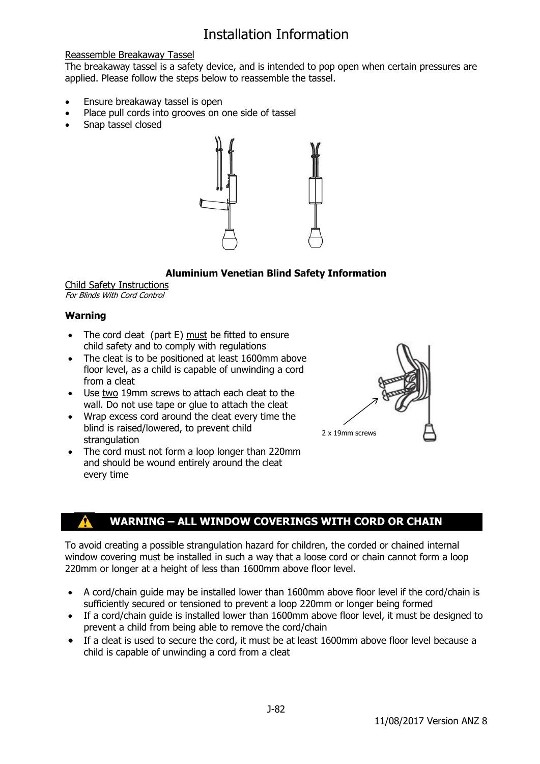# Installation Information

Reassemble Breakaway Tassel

The breakaway tassel is a safety device, and is intended to pop open when certain pressures are applied. Please follow the steps below to reassemble the tassel.

- Ensure breakaway tassel is open
- Place pull cords into grooves on one side of tassel
- Snap tassel closed

**Aluminium Venetian Blind Safety Information**

Child Safety Instructions

*For Blinds With Cord Control*

**Warning**

- The cord cleat (part E) must be fitted to ensure child safety and to comply with regulations
- The cleat is to be positioned at least 1600mm above floor level, as a child is capable of unwinding a cord from a cleat
- Use two 19mm screws to attach each cleat to the wall. Do not use tape or glue to attach the cleat
- Wrap excess cord around the cleat every time the blind is raised/lowered, to prevent child strangulation
- The cord must not form a loop longer than 220mm and should be wound entirely around the cleat every time

2 x 19mm screws

## WARNING – ALL WINDOW COVERINGS WITH CORD OR CHAIN

To avoid creating a possible strangulation hazard for children, the corded or chained internal window covering must be installed in such a way that a loose cord or chain cannot form a loop 220mm or longer at a height of less than 1600mm above floor level.

- A cord/chain guide may be installed lower than 1600mm above floor level if the cord/chain is sufficiently secured or tensioned to prevent a loop 220mm or longer being formed
- If a cord/chain guide is installed lower than 1600mm above floor level, it must be designed to prevent a child from being able to remove the cord/chain
- If a cleat is used to secure the cord, it must be at least 1600mm above floor level because a child is capable of unwinding a cord from a cleat